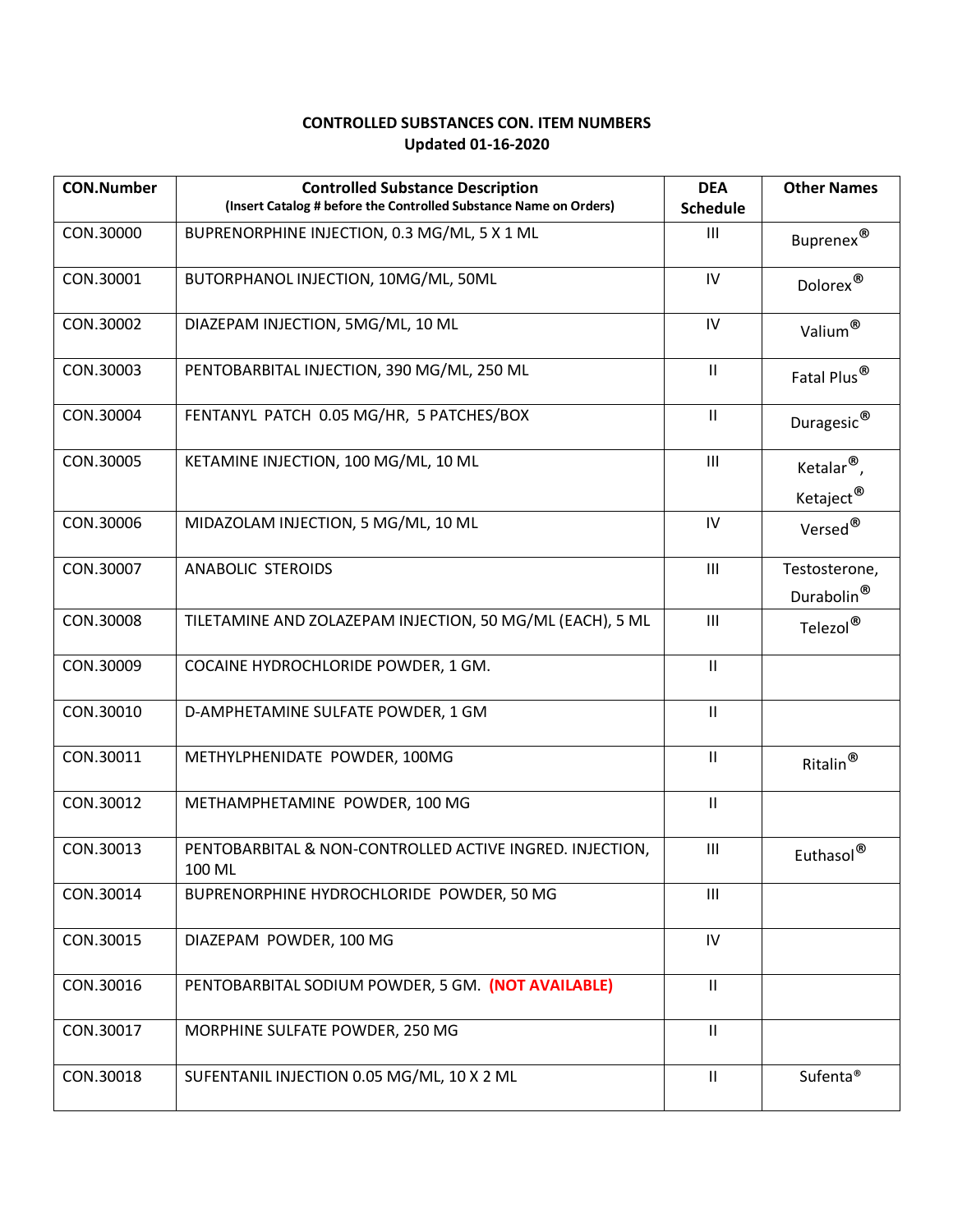# CONTROLLED SUBSTANCES CON. ITEM NUMBERS
## Updated 01-16-2020

| CON.Number | Controlled Substance Description (Insert Catalog # before the Controlled Substance Name on Orders) | DEA Schedule | Other Names |
|---|---|---|---|
| CON.30000 | BUPRENORPHINE INJECTION, 0.3 MG/ML, 5 X 1 ML | III | Buprenex® |
| CON.30001 | BUTORPHANOL INJECTION, 10MG/ML, 50ML | IV | Dolorex® |
| CON.30002 | DIAZEPAM INJECTION, 5MG/ML, 10 ML | IV | Valium® |
| CON.30003 | PENTOBARBITAL INJECTION, 390 MG/ML, 250 ML | II | Fatal Plus® |
| CON.30004 | FENTANYL PATCH 0.05 MG/HR, 5 PATCHES/BOX | II | Duragesic® |
| CON.30005 | KETAMINE INJECTION, 100 MG/ML, 10 ML | III | Ketalar®, Ketaject® |
| CON.30006 | MIDAZOLAM INJECTION, 5 MG/ML, 10 ML | IV | Versed® |
| CON.30007 | ANABOLIC STEROIDS | III | Testosterone, Durabolin® |
| CON.30008 | TILETAMINE AND ZOLAZEPAM INJECTION, 50 MG/ML (EACH), 5 ML | III | Telezol® |
| CON.30009 | COCAINE HYDROCHLORIDE POWDER, 1 GM. | II | |
| CON.30010 | D-AMPHETAMINE SULFATE POWDER, 1 GM | II | |
| CON.30011 | METHYLPHENIDATE POWDER, 100MG | II | Ritalin® |
| CON.30012 | METHAMPHETAMINE POWDER, 100 MG | II | |
| CON.30013 | PENTOBARBITAL & NON-CONTROLLED ACTIVE INGRED. INJECTION, 100 ML | III | Euthasol® |
| CON.30014 | BUPRENORPHINE HYDROCHLORIDE POWDER, 50 MG | III | |
| CON.30015 | DIAZEPAM POWDER, 100 MG | IV | |
| CON.30016 | PENTOBARBITAL SODIUM POWDER, 5 GM. **(NOT AVAILABLE)** | II | |
| CON.30017 | MORPHINE SULFATE POWDER, 250 MG | II | |
| CON.30018 | SUFENTANIL INJECTION 0.05 MG/ML, 10 X 2 ML | II | Sufenta® |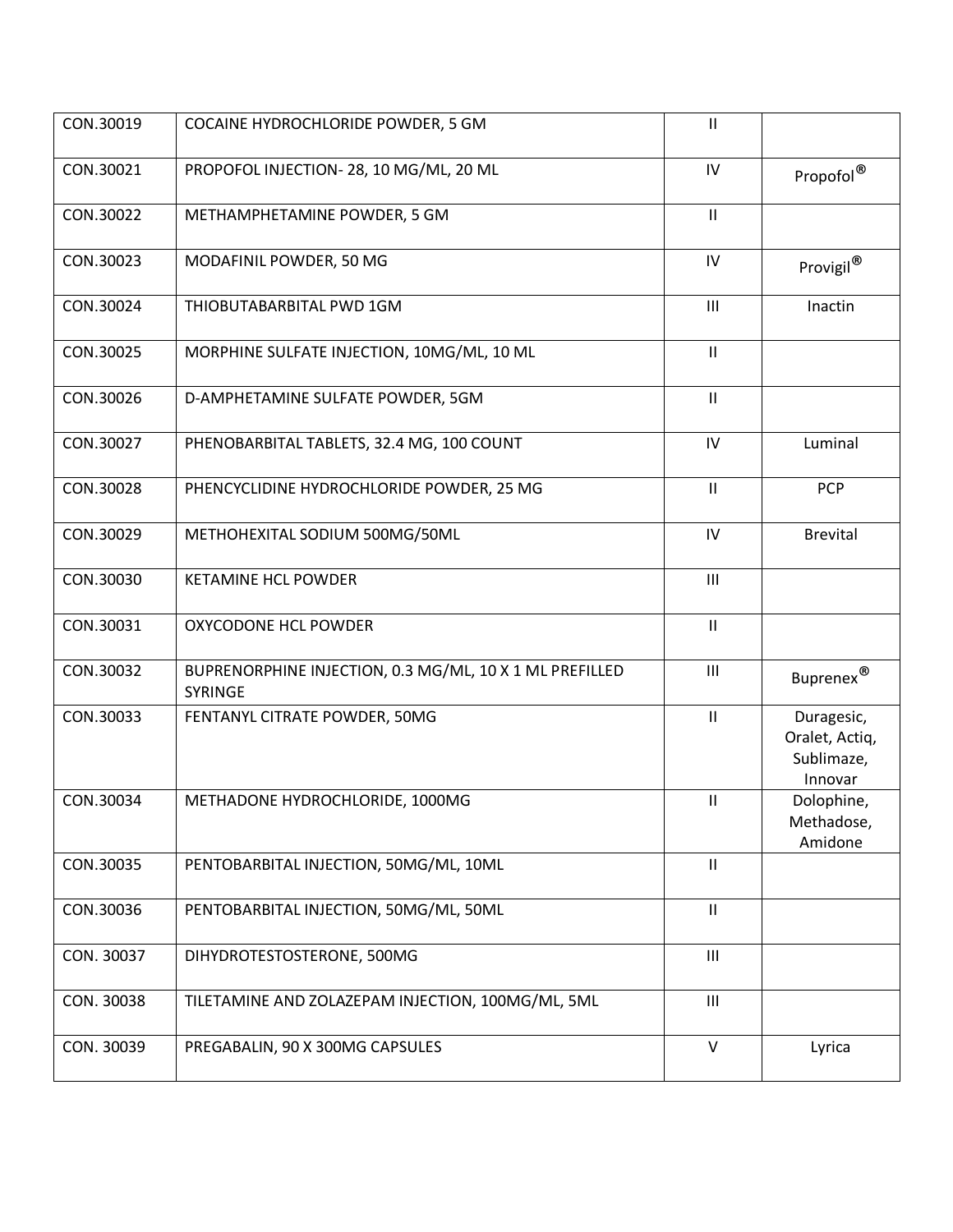| | | | |
|---|---|---|---|
| CON.30019 | COCAINE HYDROCHLORIDE POWDER, 5 GM | II | |
| CON.30021 | PROPOFOL INJECTION- 28, 10 MG/ML, 20 ML | IV | Propofol® |
| CON.30022 | METHAMPHETAMINE POWDER, 5 GM | II | |
| CON.30023 | MODAFINIL POWDER, 50 MG | IV | Provigil® |
| CON.30024 | THIOBUTABARBITAL PWD 1GM | III | Inactin |
| CON.30025 | MORPHINE SULFATE INJECTION, 10MG/ML, 10 ML | II | |
| CON.30026 | D-AMPHETAMINE SULFATE POWDER, 5GM | II | |
| CON.30027 | PHENOBARBITAL TABLETS, 32.4 MG, 100 COUNT | IV | Luminal |
| CON.30028 | PHENCYCLIDINE HYDROCHLORIDE POWDER, 25 MG | II | PCP |
| CON.30029 | METHOHEXITAL SODIUM 500MG/50ML | IV | Brevital |
| CON.30030 | KETAMINE HCL POWDER | III | |
| CON.30031 | OXYCODONE HCL POWDER | II | |
| CON.30032 | BUPRENORPHINE INJECTION, 0.3 MG/ML, 10 X 1 ML PREFILLED SYRINGE | III | Buprenex® |
| CON.30033 | FENTANYL CITRATE POWDER, 50MG | II | Duragesic, Oralet, Actiq, Sublimaze, Innovar |
| CON.30034 | METHADONE HYDROCHLORIDE, 1000MG | II | Dolophine, Methadose, Amidone |
| CON.30035 | PENTOBARBITAL INJECTION, 50MG/ML, 10ML | II | |
| CON.30036 | PENTOBARBITAL INJECTION, 50MG/ML, 50ML | II | |
| CON. 30037 | DIHYDROTESTOSTERONE, 500MG | III | |
| CON. 30038 | TILETAMINE AND ZOLAZEPAM INJECTION, 100MG/ML, 5ML | III | |
| CON. 30039 | PREGABALIN, 90 X 300MG CAPSULES | V | Lyrica |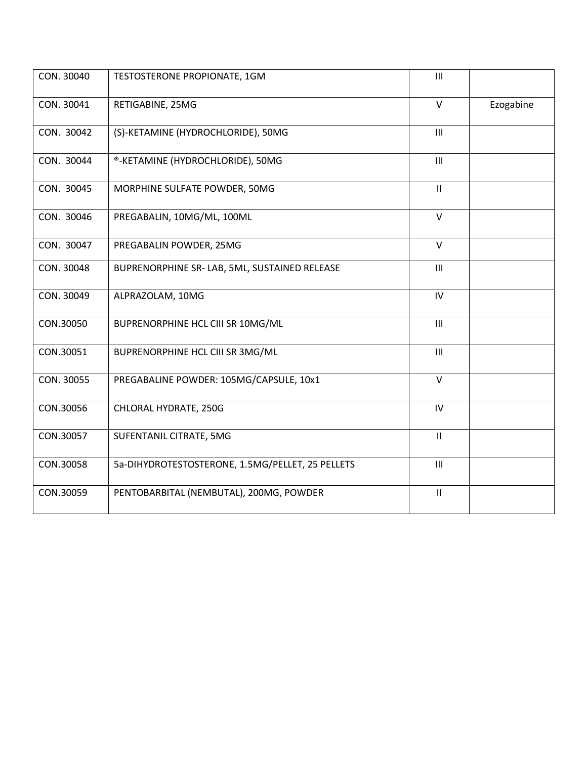| | | | |
|---|---|---|---|
| CON. 30040 | TESTOSTERONE PROPIONATE, 1GM | III | |
| CON. 30041 | RETIGABINE, 25MG | V | Ezogabine |
| CON.  30042 | (S)-KETAMINE (HYDROCHLORIDE), 50MG | III | |
| CON.  30044 | ®-KETAMINE (HYDROCHLORIDE), 50MG | III | |
| CON.  30045 | MORPHINE SULFATE POWDER, 50MG | II | |
| CON.  30046 | PREGABALIN, 10MG/ML, 100ML | V | |
| CON.  30047 | PREGABALIN POWDER, 25MG | V | |
| CON. 30048 | BUPRENORPHINE SR- LAB, 5ML, SUSTAINED RELEASE | III | |
| CON. 30049 | ALPRAZOLAM, 10MG | IV | |
| CON.30050 | BUPRENORPHINE HCL CIII SR 10MG/ML | III | |
| CON.30051 | BUPRENORPHINE HCL CIII SR 3MG/ML | III | |
| CON. 30055 | PREGABALINE POWDER: 105MG/CAPSULE, 10x1 | V | |
| CON.30056 | CHLORAL HYDRATE, 250G | IV | |
| CON.30057 | SUFENTANIL CITRATE, 5MG | II | |
| CON.30058 | 5a-DIHYDROTESTOSTERONE, 1.5MG/PELLET, 25 PELLETS | III | |
| CON.30059 | PENTOBARBITAL (NEMBUTAL), 200MG, POWDER | II | |